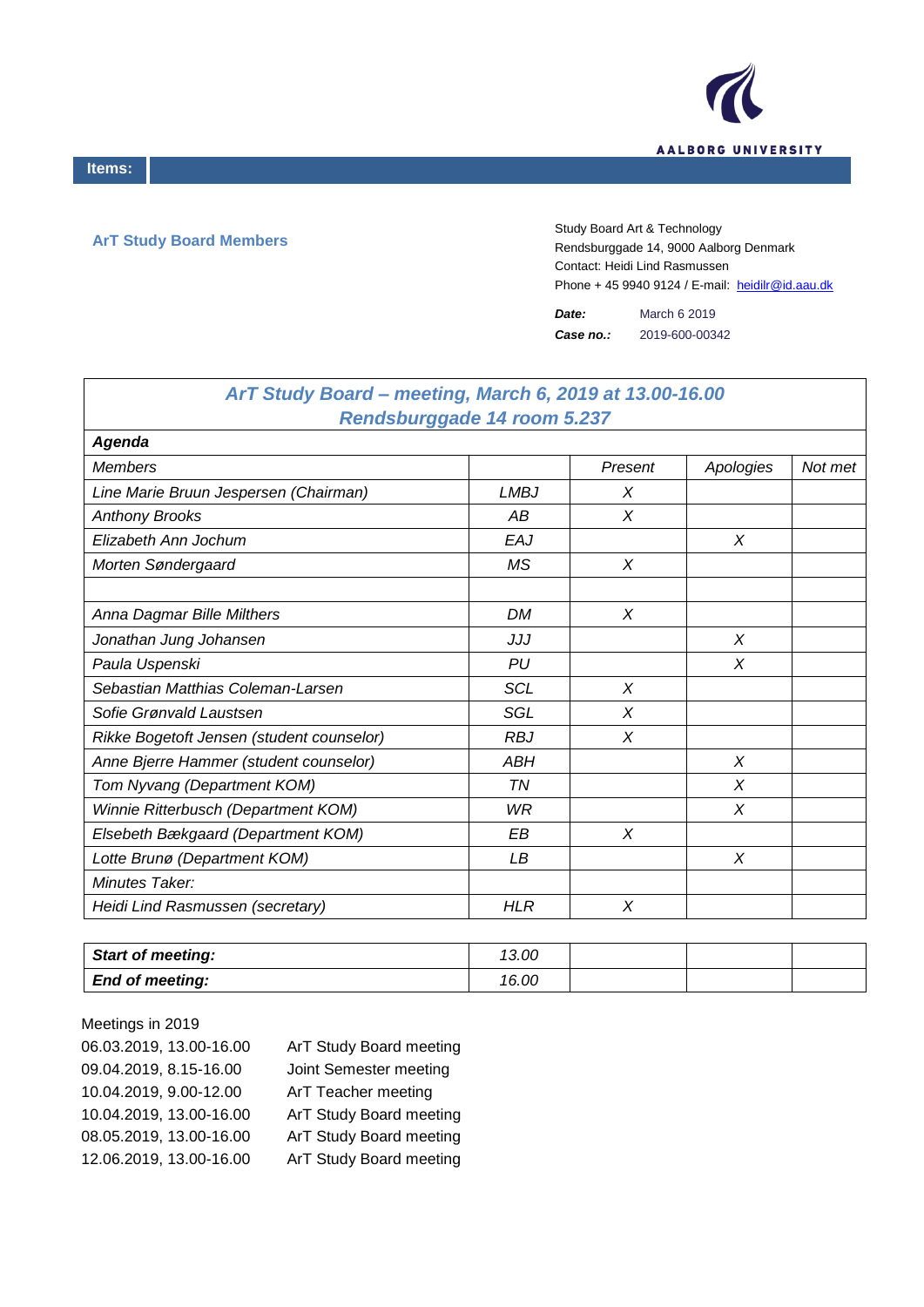AALBORG UNIVERSITY

**Items:**

**ArT Study Board Members**

Study Board Art & Technology
Rendsburggade 14, 9000 Aalborg Denmark
Contact: Heidi Lind Rasmussen
Phone + 45 9940 9124 / E-mail: heidilr@id.aau.dk

***Date:*** March 6 2019
***Case no.:*** 2019-600-00342

| *ArT Study Board – meeting, March 6, 2019 at 13.00-16.00 Rendsburggade 14 room 5.237* | | | | |
|---|---|---|---|---|
| ***Agenda*** | | | | |
| *Members* | | *Present* | *Apologies* | *Not met* |
| *Line Marie Bruun Jespersen (Chairman)* | *LMBJ* | *X* | | |
| *Anthony Brooks* | *AB* | *X* | | |
| *Elizabeth Ann Jochum* | *EAJ* | | *X* | |
| *Morten Søndergaard* | *MS* | *X* | | |
| | | | | |
| *Anna Dagmar Bille Milthers* | *DM* | *X* | | |
| *Jonathan Jung Johansen* | *JJJ* | | *X* | |
| *Paula Uspenski* | *PU* | | *X* | |
| *Sebastian Matthias Coleman-Larsen* | *SCL* | *X* | | |
| *Sofie Grønvald Laustsen* | *SGL* | *X* | | |
| *Rikke Bogetoft Jensen (student counselor)* | *RBJ* | *X* | | |
| *Anne Bjerre Hammer (student counselor)* | *ABH* | | *X* | |
| *Tom Nyvang (Department KOM)* | *TN* | | *X* | |
| *Winnie Ritterbusch (Department KOM)* | *WR* | | *X* | |
| *Elsebeth Bækgaard (Department KOM)* | *EB* | *X* | | |
| *Lotte Brunø (Department KOM)* | *LB* | | *X* | |
| *Minutes Taker:* | | | | |
| *Heidi Lind Rasmussen (secretary)* | *HLR* | *X* | | |

| ***Start of meeting:*** | *13.00* | | | |
|---|---|---|---|---|
| ***End of meeting:*** | *16.00* | | | |

Meetings in 2019

| | |
|---|---|
| 06.03.2019, 13.00-16.00 | ArT Study Board meeting |
| 09.04.2019, 8.15-16.00 | Joint Semester meeting |
| 10.04.2019, 9.00-12.00 | ArT Teacher meeting |
| 10.04.2019, 13.00-16.00 | ArT Study Board meeting |
| 08.05.2019, 13.00-16.00 | ArT Study Board meeting |
| 12.06.2019, 13.00-16.00 | ArT Study Board meeting |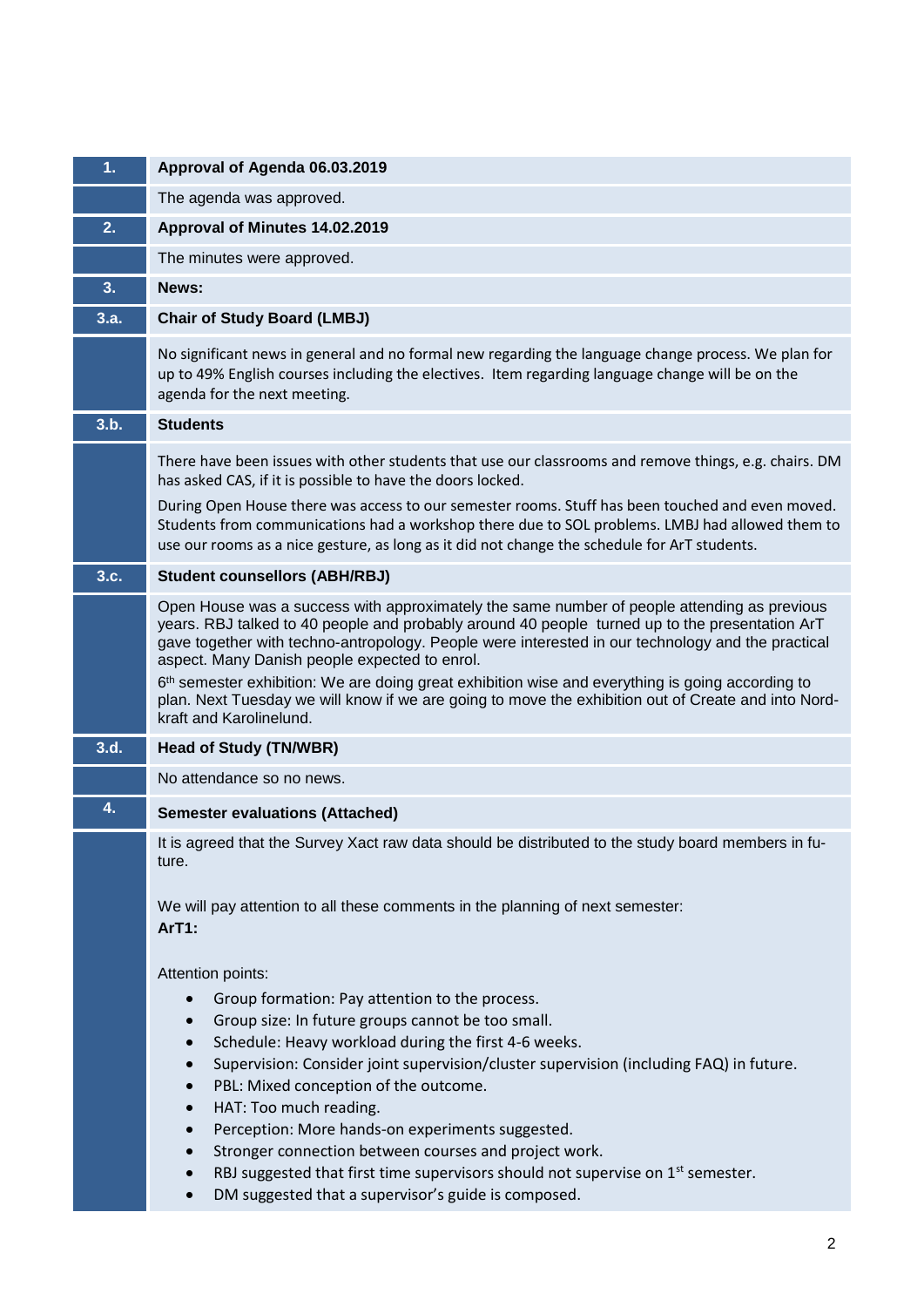| | |
|---|---|
| **1.** | **Approval of Agenda 06.03.2019** |
| | The agenda was approved. |
| **2.** | **Approval of Minutes 14.02.2019** |
| | The minutes were approved. |
| **3.** | **News:** |
| **3.a.** | **Chair of Study Board (LMBJ)** |
| | No significant news in general and no formal new regarding the language change process. We plan for up to 49% English courses including the electives. Item regarding language change will be on the agenda for the next meeting. |
| **3.b.** | **Students** |
| | There have been issues with other students that use our classrooms and remove things, e.g. chairs. DM has asked CAS, if it is possible to have the doors locked.<br><br>During Open House there was access to our semester rooms. Stuff has been touched and even moved. Students from communications had a workshop there due to SOL problems. LMBJ had allowed them to use our rooms as a nice gesture, as long as it did not change the schedule for ArT students. |
| **3.c.** | **Student counsellors (ABH/RBJ)** |
| | Open House was a success with approximately the same number of people attending as previous years. RBJ talked to 40 people and probably around 40 people turned up to the presentation ArT gave together with techno-antropology. People were interested in our technology and the practical aspect. Many Danish people expected to enrol.<br><br>6th semester exhibition: We are doing great exhibition wise and everything is going according to plan. Next Tuesday we will know if we are going to move the exhibition out of Create and into Nord-kraft and Karolinelund. |
| **3.d.** | **Head of Study (TN/WBR)** |
| | No attendance so no news. |
| **4.** | **Semester evaluations (Attached)** |
| | It is agreed that the Survey Xact raw data should be distributed to the study board members in future.<br><br>We will pay attention to all these comments in the planning of next semester:<br>**ArT1:**<br><br>Attention points:<br>• Group formation: Pay attention to the process.<br>• Group size: In future groups cannot be too small.<br>• Schedule: Heavy workload during the first 4-6 weeks.<br>• Supervision: Consider joint supervision/cluster supervision (including FAQ) in future.<br>• PBL: Mixed conception of the outcome.<br>• HAT: Too much reading.<br>• Perception: More hands-on experiments suggested.<br>• Stronger connection between courses and project work.<br>• RBJ suggested that first time supervisors should not supervise on 1st semester.<br>• DM suggested that a supervisor's guide is composed. |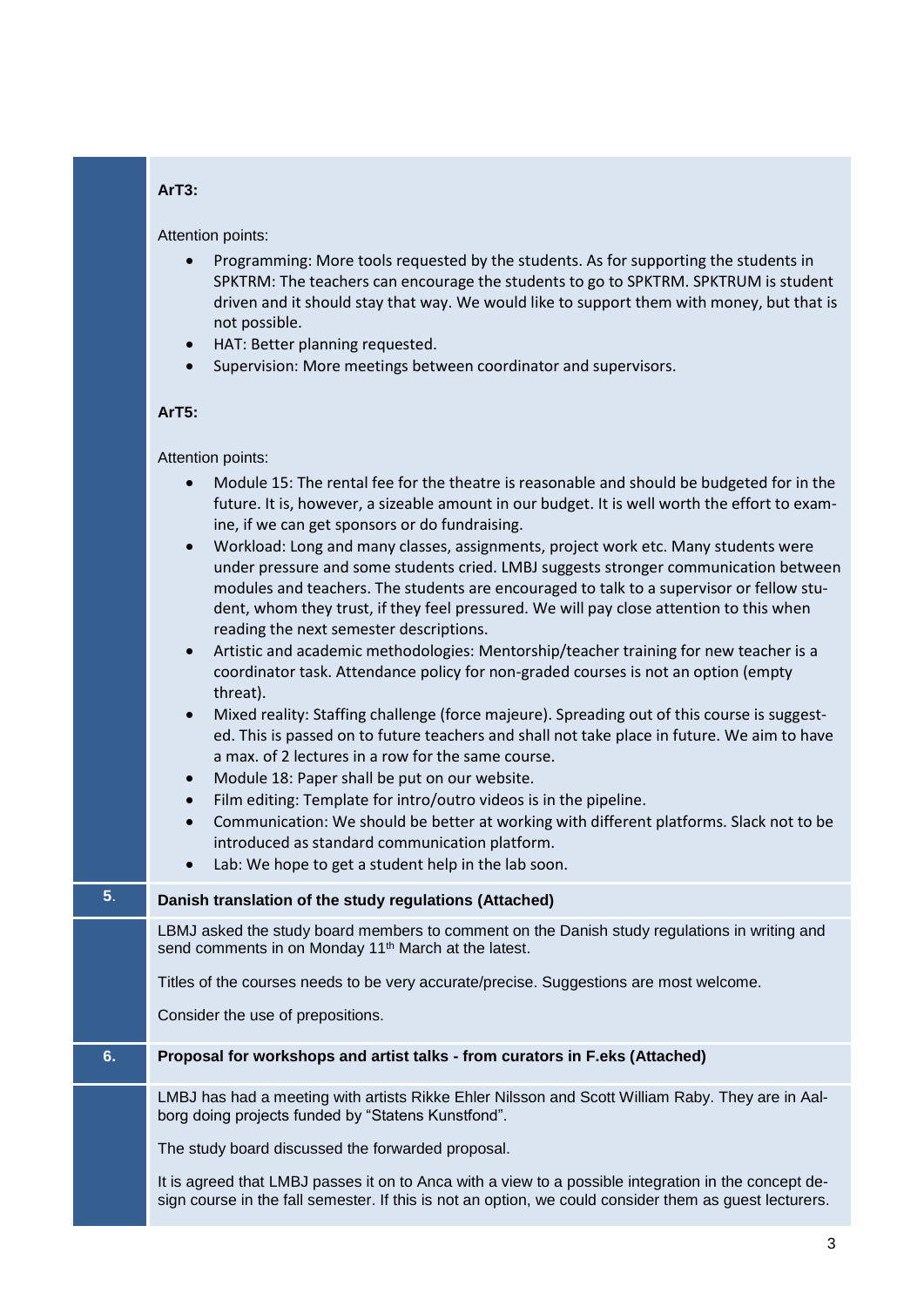**ArT3:**

Attention points:

- Programming: More tools requested by the students. As for supporting the students in SPKTRM: The teachers can encourage the students to go to SPKTRM. SPKTRUM is student driven and it should stay that way. We would like to support them with money, but that is not possible.
- HAT: Better planning requested.
- Supervision: More meetings between coordinator and supervisors.

**ArT5:**

Attention points:

- Module 15: The rental fee for the theatre is reasonable and should be budgeted for in the future. It is, however, a sizeable amount in our budget. It is well worth the effort to examine, if we can get sponsors or do fundraising.
- Workload: Long and many classes, assignments, project work etc. Many students were under pressure and some students cried. LMBJ suggests stronger communication between modules and teachers. The students are encouraged to talk to a supervisor or fellow student, whom they trust, if they feel pressured. We will pay close attention to this when reading the next semester descriptions.
- Artistic and academic methodologies: Mentorship/teacher training for new teacher is a coordinator task. Attendance policy for non-graded courses is not an option (empty threat).
- Mixed reality: Staffing challenge (force majeure). Spreading out of this course is suggested. This is passed on to future teachers and shall not take place in future. We aim to have a max. of 2 lectures in a row for the same course.
- Module 18: Paper shall be put on our website.
- Film editing: Template for intro/outro videos is in the pipeline.
- Communication: We should be better at working with different platforms. Slack not to be introduced as standard communication platform.
- Lab: We hope to get a student help in the lab soon.

## 5. Danish translation of the study regulations (Attached)

LBMJ asked the study board members to comment on the Danish study regulations in writing and send comments in on Monday 11th March at the latest.

Titles of the courses needs to be very accurate/precise. Suggestions are most welcome.

Consider the use of prepositions.

## 6. Proposal for workshops and artist talks - from curators in F.eks (Attached)

LMBJ has had a meeting with artists Rikke Ehler Nilsson and Scott William Raby. They are in Aalborg doing projects funded by "Statens Kunstfond".

The study board discussed the forwarded proposal.

It is agreed that LMBJ passes it on to Anca with a view to a possible integration in the concept design course in the fall semester. If this is not an option, we could consider them as guest lecturers.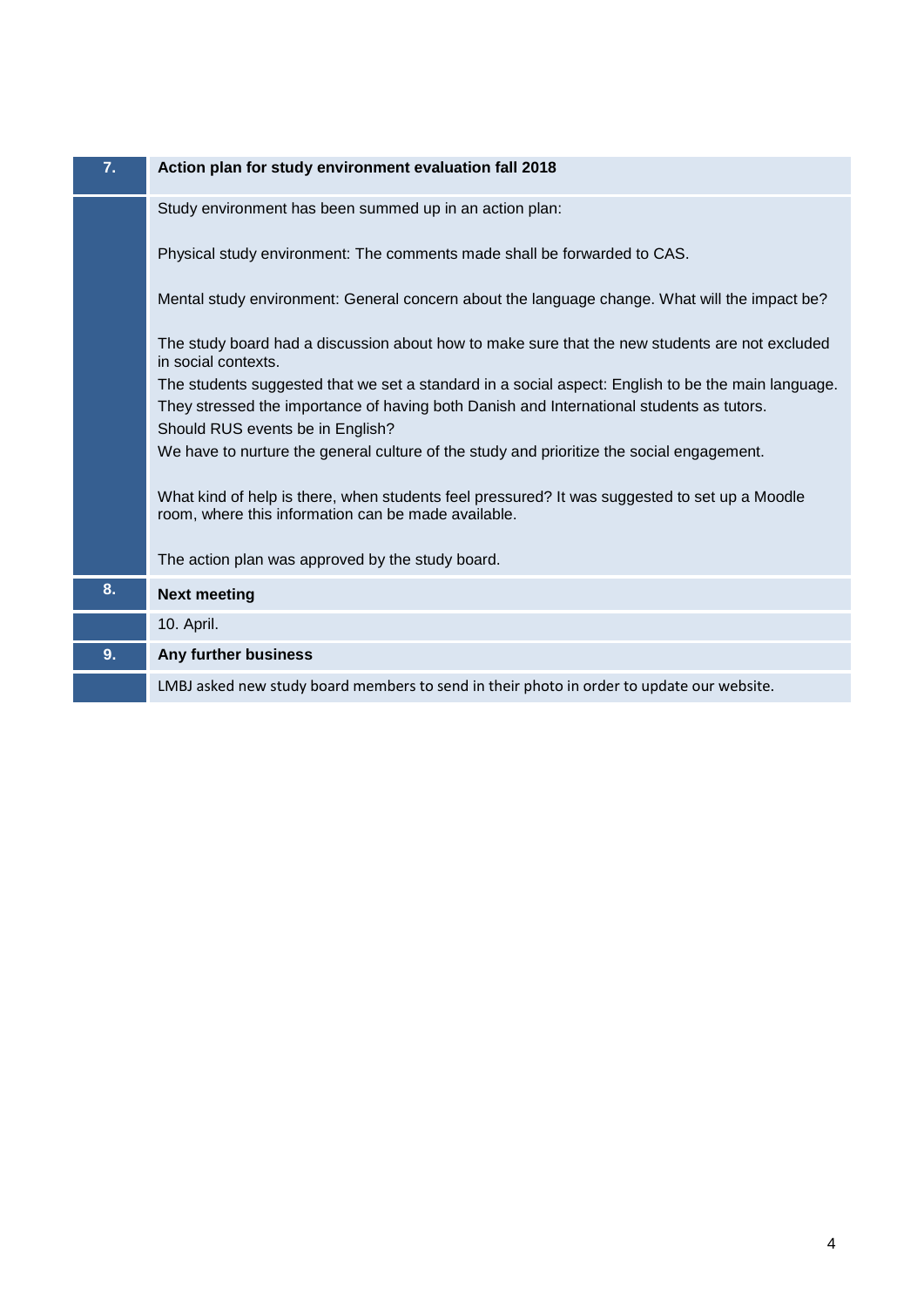| | |
|---|---|
| **7.** | **Action plan for study environment evaluation fall 2018** |
| | Study environment has been summed up in an action plan:<br><br>Physical study environment: The comments made shall be forwarded to CAS.<br><br>Mental study environment: General concern about the language change. What will the impact be?<br><br>The study board had a discussion about how to make sure that the new students are not excluded in social contexts.<br>The students suggested that we set a standard in a social aspect: English to be the main language.<br>They stressed the importance of having both Danish and International students as tutors.<br>Should RUS events be in English?<br>We have to nurture the general culture of the study and prioritize the social engagement.<br><br>What kind of help is there, when students feel pressured? It was suggested to set up a Moodle room, where this information can be made available.<br><br>The action plan was approved by the study board. |
| **8.** | **Next meeting** |
| | 10. April. |
| **9.** | **Any further business** |
| | LMBJ asked new study board members to send in their photo in order to update our website. |